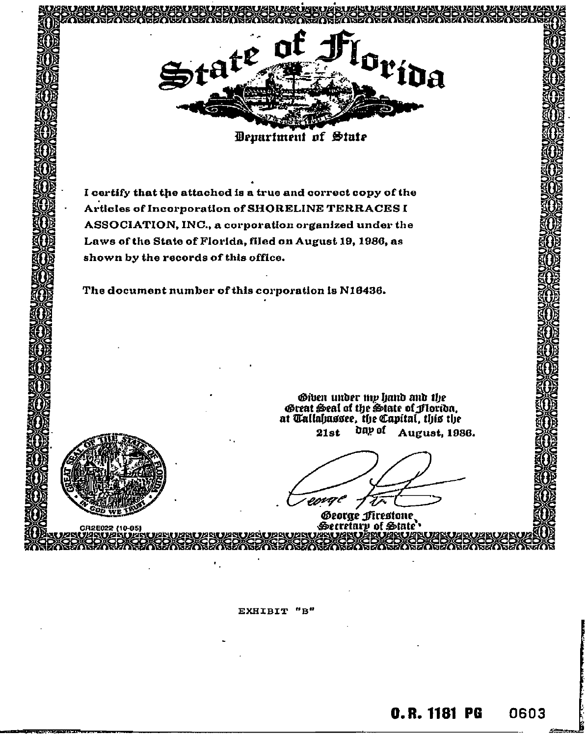# State of Florida

## Department of State

I certify that the attached is a true and correct copy of the Articles of Incorporation of SHORELINE TERRACES I ASSOCIATION, INC., a corporation organized under the Laws of the State of Florida, filed on August 19, 1986, as shown by the records of this office.

The document number of this corporation is N16436.

Given under my hand and the Great Seal of the State of Florida, at Tallahassee, the Capital, this the 21st day of August, 1986.

George Firestone
Secretary of State

CR2E022 (10-85)

EXHIBIT "B"

O.R. 1181 PG 0603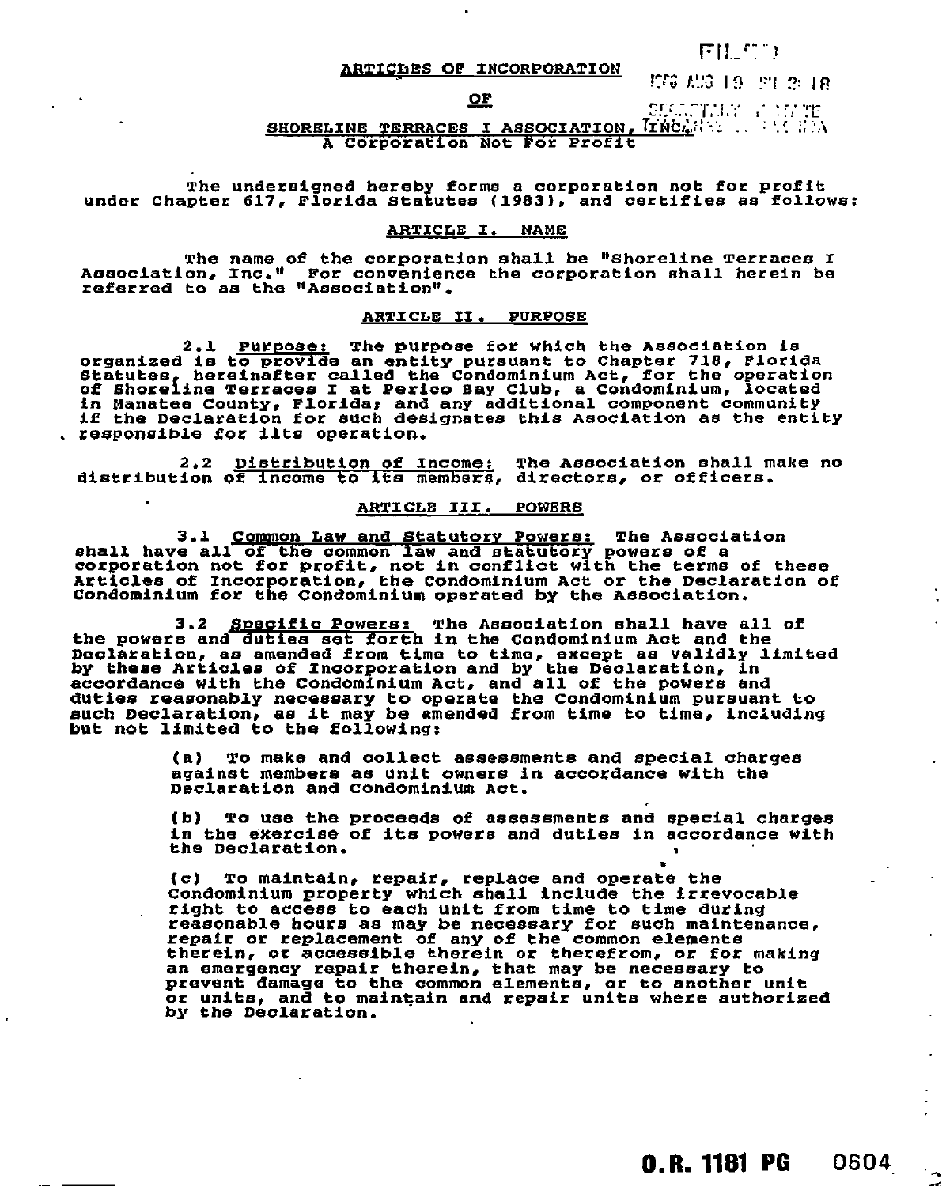# ARTICLES OF INCORPORATION

## OF

## SHORELINE TERRACES I ASSOCIATION, INC.

A Corporation Not For Profit

The undersigned hereby forms a corporation not for profit under Chapter 617, Florida Statutes (1983), and certifies as follows:

### ARTICLE I. NAME

The name of the corporation shall be "Shoreline Terraces I Association, Inc." For convenience the corporation shall herein be referred to as the "Association".

### ARTICLE II. PURPOSE

2.1 Purpose: The purpose for which the Association is organized is to provide an entity pursuant to Chapter 718, Florida Statutes, hereinafter called the Condominium Act, for the operation of Shoreline Terraces I at Perico Bay Club, a Condominium, located in Manatee County, Florida; and any additional component community if the Declaration for such designates this Association as the entity responsible for its operation.

2.2 Distribution of Income: The Association shall make no distribution of income to its members, directors, or officers.

### ARTICLE III. POWERS

3.1 Common Law and Statutory Powers: The Association shall have all of the common law and statutory powers of a corporation not for profit, not in conflict with the terms of these Articles of Incorporation, the Condominium Act or the Declaration of Condominium for the Condominium operated by the Association.

3.2 Specific Powers: The Association shall have all of the powers and duties set forth in the Condominium Act and the Declaration, as amended from time to time, except as validly limited by these Articles of Incorporation and by the Declaration, in accordance with the Condominium Act, and all of the powers and duties reasonably necessary to operate the Condominium pursuant to such Declaration, as it may be amended from time to time, including but not limited to the following:

(a) To make and collect assessments and special charges against members as unit owners in accordance with the Declaration and Condominium Act.

(b) To use the proceeds of assessments and special charges in the exercise of its powers and duties in accordance with the Declaration.

(c) To maintain, repair, replace and operate the Condominium property which shall include the irrevocable right to access to each unit from time to time during reasonable hours as may be necessary for such maintenance, repair or replacement of any of the common elements therein, or accessible therein or therefrom, or for making an emergency repair therein, that may be necessary to prevent damage to the common elements, or to another unit or units, and to maintain and repair units where authorized by the Declaration.

O.R. 1181 PG 0604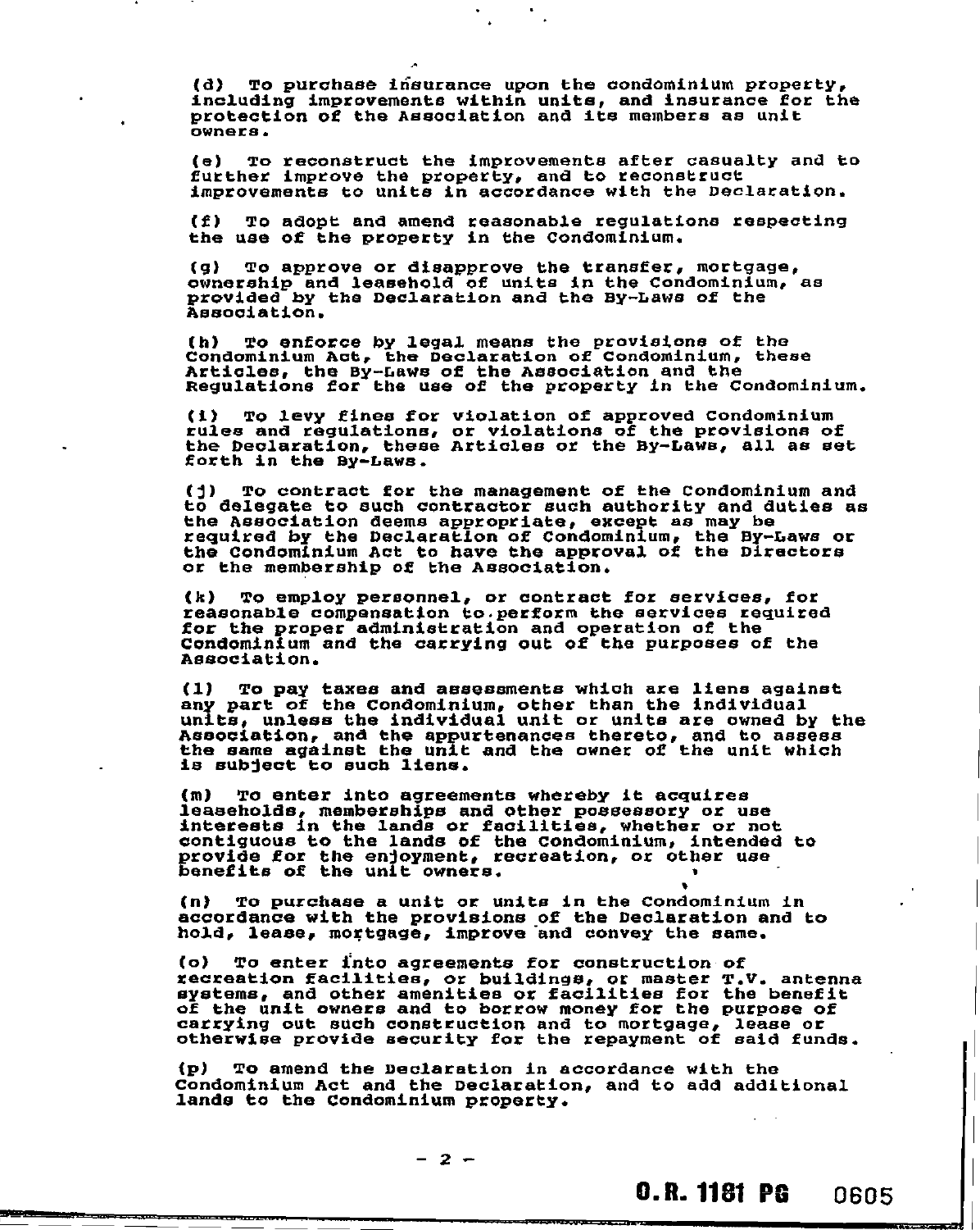(d) To purchase insurance upon the condominium property, including improvements within units, and insurance for the protection of the Association and its members as unit owners.

(e) To reconstruct the improvements after casualty and to further improve the property, and to reconstruct improvements to units in accordance with the Declaration.

(f) To adopt and amend reasonable regulations respecting the use of the property in the Condominium.

(g) To approve or disapprove the transfer, mortgage, ownership and leasehold of units in the Condominium, as provided by the Declaration and the By-Laws of the Association.

(h) To enforce by legal means the provisions of the Condominium Act, the Declaration of Condominium, these Articles, the By-Laws of the Association and the Regulations for the use of the property in the Condominium.

(i) To levy fines for violation of approved Condominium rules and regulations, or violations of the provisions of the Declaration, these Articles or the By-Laws, all as set forth in the By-Laws.

(j) To contract for the management of the Condominium and to delegate to such contractor such authority and duties as the Association deems appropriate, except as may be required by the Declaration of Condominium, the By-Laws or the Condominium Act to have the approval of the Directors or the membership of the Association.

(k) To employ personnel, or contract for services, for reasonable compensation to perform the services required for the proper administration and operation of the Condominium and the carrying out of the purposes of the Association.

(l) To pay taxes and assessments which are liens against any part of the Condominium, other than the individual units, unless the individual unit or units are owned by the Association, and the appurtenances thereto, and to assess the same against the unit and the owner of the unit which is subject to such liens.

(m) To enter into agreements whereby it acquires leaseholds, memberships and other possessory or use interests in the lands or facilities, whether or not contiguous to the lands of the Condominium, intended to provide for the enjoyment, recreation, or other use benefits of the unit owners.

(n) To purchase a unit or units in the Condominium in accordance with the provisions of the Declaration and to hold, lease, mortgage, improve and convey the same.

(o) To enter into agreements for construction of recreation facilities, or buildings, or master T.V. antenna systems, and other amenities or facilities for the benefit of the unit owners and to borrow money for the purpose of carrying out such construction and to mortgage, lease or otherwise provide security for the repayment of said funds.

(p) To amend the Declaration in accordance with the Condominium Act and the Declaration, and to add additional lands to the Condominium property.

O.R. 1181 PG 0605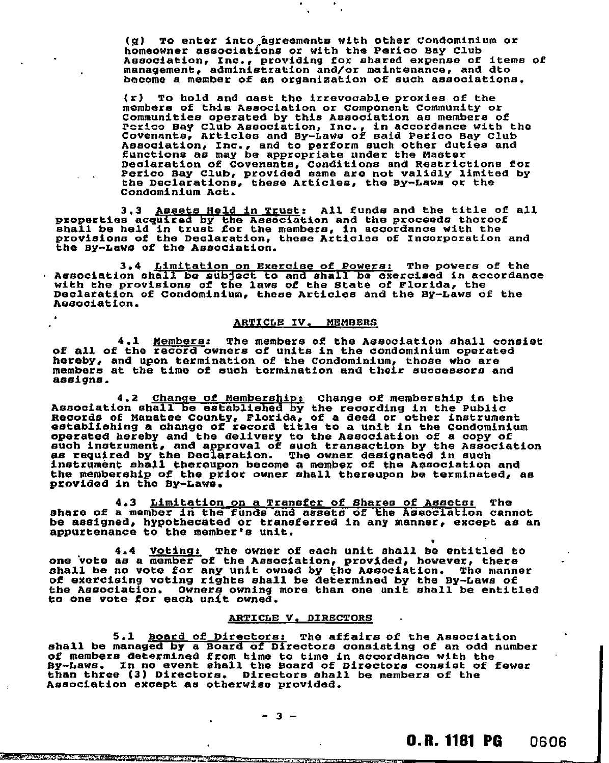(q) To enter into agreements with other Condominium or homeowner associations or with the Perico Bay Club Association, Inc., providing for shared expense of items of management, administration and/or maintenance, and dto become a member of an organization of such associations.

(r) To hold and cast the irrevocable proxies of the members of this Association or Component Community or Communities operated by this Association as members of Perico Bay Club Association, Inc., in accordance with the Covenants, Articles and By-Laws of said Perico Bay Club Association, Inc., and to perform such other duties and functions as may be appropriate under the Master Declaration of Covenants, Conditions and Restrictions for Perico Bay Club, provided same are not validly limited by the Declarations, these Articles, the By-Laws or the Condominium Act.

3.3 Assets Held in Trust: All funds and the title of all properties acquired by the Association and the proceeds thereof shall be held in trust for the members, in accordance with the provisions of the Declaration, these Articles of Incorporation and the By-Laws of the Association.

3.4 Limitation on Exercise of Powers: The powers of the Association shall be subject to and shall be exercised in accordance with the provisions of the laws of the State of Florida, the Declaration of Condominium, these Articles and the By-Laws of the Association.

## ARTICLE IV. MEMBERS

4.1 Members: The members of the Association shall consist of all of the record owners of units in the condominium operated hereby, and upon termination of the Condominium, those who are members at the time of such termination and their successors and assigns.

4.2 Change of Membership: Change of membership in the Association shall be established by the recording in the Public Records of Manatee County, Florida, of a deed or other instrument establishing a change of record title to a unit in the Condominium operated hereby and the delivery to the Association of a copy of such instrument, and approval of such transaction by the Association as required by the Declaration. The owner designated in such instrument shall thereupon become a member of the Association and the membership of the prior owner shall thereupon be terminated, as provided in the By-Laws.

4.3 Limitation on a Transfer of Shares of Assets: The share of a member in the funds and assets of the Association cannot be assigned, hypothecated or transferred in any manner, except as an appurtenance to the member's unit.

4.4 Voting: The owner of each unit shall be entitled to one vote as a member of the Association, provided, however, there shall be no vote for any unit owned by the Association. The manner of exercising voting rights shall be determined by the By-Laws of the Association. Owners owning more than one unit shall be entitled to one vote for each unit owned.

## ARTICLE V. DIRECTORS

5.1 Board of Directors: The affairs of the Association shall be managed by a Board of Directors consisting of an odd number of members determined from time to time in accordance with the By-Laws. In no event shall the Board of Directors consist of fewer than three (3) Directors. Directors shall be members of the Association except as otherwise provided.

**O.R. 1181 PG** 0606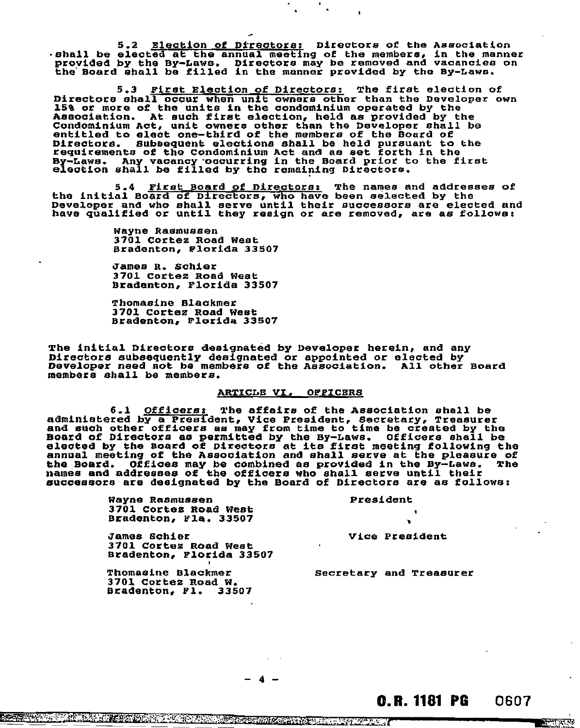5.2 Election of Directors: Directors of the Association shall be elected at the annual meeting of the members, in the manner provided by the By-Laws. Directors may be removed and vacancies on the Board shall be filled in the manner provided by the By-Laws.

5.3 First Election of Directors: The first election of Directors shall occur when unit owners other than the Developer own 15% or more of the units in the condominium operated by the Association. At such first election, held as provided by the Condominium Act, unit owners other than the Developer shall be entitled to elect one-third of the members of the Board of Directors. Subsequent elections shall be held pursuant to the requirements of the Condominium Act and as set forth in the By-Laws. Any vacancy occurring in the Board prior to the first election shall be filled by the remaining Directors.

5.4 First Board of Directors: The names and addresses of the initial Board of Directors, who have been selected by the Developer and who shall serve until their successors are elected and have qualified or until they resign or are removed, are as follows:

Wayne Rasmussen
3701 Cortez Road West
Bradenton, Florida 33507

James R. Schier
3701 Cortez Road West
Bradenton, Florida 33507

Thomasine Blackmer
3701 Cortez Road West
Bradenton, Florida 33507

The initial Directors designated by Developer herein, and any Directors subsequently designated or appointed or elected by Developer need not be members of the Association. All other Board members shall be members.

## ARTICLE VI. OFFICERS

6.1 Officers: The affairs of the Association shall be administered by a President, Vice President, Secretary, Treasurer and such other officers as may from time to time be created by the Board of Directors as permitted by the By-Laws. Officers shall be elected by the Board of Directors at its first meeting following the annual meeting of the Association and shall serve at the pleasure of the Board. Offices may be combined as provided in the By-Laws. The names and addresses of the officers who shall serve until their successors are designated by the Board of Directors are as follows:

| | |
|---|---|
| Wayne Rasmussen<br>3701 Cortez Road West<br>Bradenton, Fla. 33507 | President |
| James Schier<br>3701 Cortez Road West<br>Bradenton, Florida 33507 | Vice President |
| Thomasine Blackmer<br>3701 Cortez Road W.<br>Bradenton, Fl. 33507 | Secretary and Treasurer |

O.R. 1181 PG 0607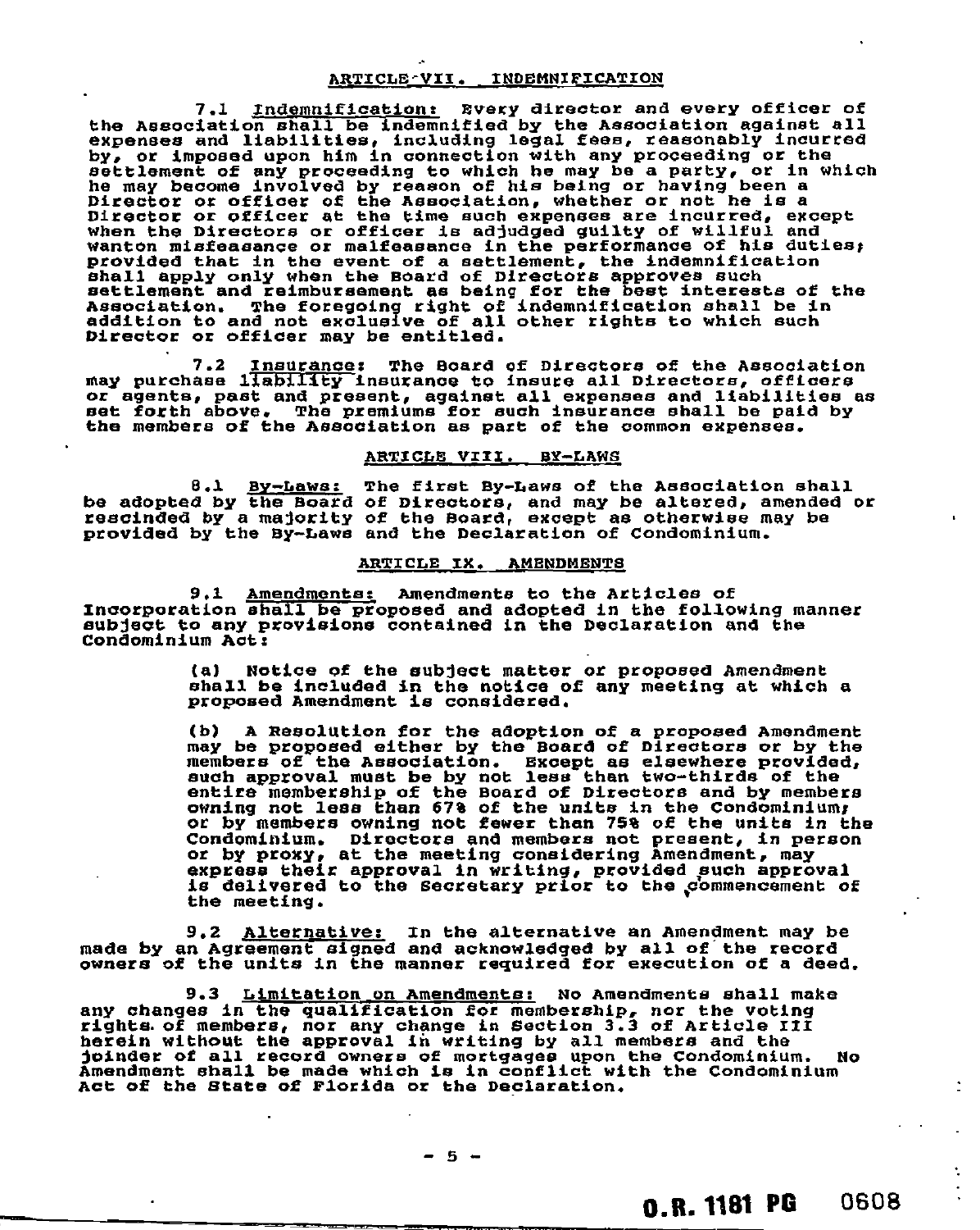## ARTICLE VII. INDEMNIFICATION

7.1 Indemnification: Every director and every officer of the Association shall be indemnified by the Association against all expenses and liabilities, including legal fees, reasonably incurred by, or imposed upon him in connection with any proceeding or the settlement of any proceeding to which he may be a party, or in which he may become involved by reason of his being or having been a Director or officer of the Association, whether or not he is a Director or officer at the time such expenses are incurred, except when the Directors or officer is adjudged guilty of willful and wanton misfeasance or malfeasance in the performance of his duties; provided that in the event of a settlement, the indemnification shall apply only when the Board of Directors approves such settlement and reimbursement as being for the best interests of the Association. The foregoing right of indemnification shall be in addition to and not exclusive of all other rights to which such Director or officer may be entitled.

7.2 Insurance: The Board of Directors of the Association may purchase liability insurance to insure all Directors, officers or agents, past and present, against all expenses and liabilities as set forth above. The premiums for such insurance shall be paid by the members of the Association as part of the common expenses.

## ARTICLE VIII. BY-LAWS

8.1 By-Laws: The first By-Laws of the Association shall be adopted by the Board of Directors, and may be altered, amended or rescinded by a majority of the Board, except as otherwise may be provided by the By-Laws and the Declaration of Condominium.

## ARTICLE IX. AMENDMENTS

9.1 Amendments: Amendments to the Articles of Incorporation shall be proposed and adopted in the following manner subject to any provisions contained in the Declaration and the Condominium Act:

(a) Notice of the subject matter or proposed Amendment shall be included in the notice of any meeting at which a proposed Amendment is considered.

(b) A Resolution for the adoption of a proposed Amendment may be proposed either by the Board of Directors or by the members of the Association. Except as elsewhere provided, such approval must be by not less than two-thirds of the entire membership of the Board of Directors and by members owning not less than 67% of the units in the Condominium; or by members owning not fewer than 75% of the units in the Condominium. Directors and members not present, in person or by proxy, at the meeting considering Amendment, may express their approval in writing, provided such approval is delivered to the Secretary prior to the commencement of the meeting.

9.2 Alternative: In the alternative an Amendment may be made by an Agreement signed and acknowledged by all of the record owners of the units in the manner required for execution of a deed.

9.3 Limitation on Amendments: No Amendments shall make any changes in the qualification for membership, nor the voting rights of members, nor any change in Section 3.3 of Article III herein without the approval in writing by all members and the joinder of all record owners of mortgages upon the Condominium. No Amendment shall be made which is in conflict with the Condominium Act of the State of Florida or the Declaration.

O.R. 1181 PG 0608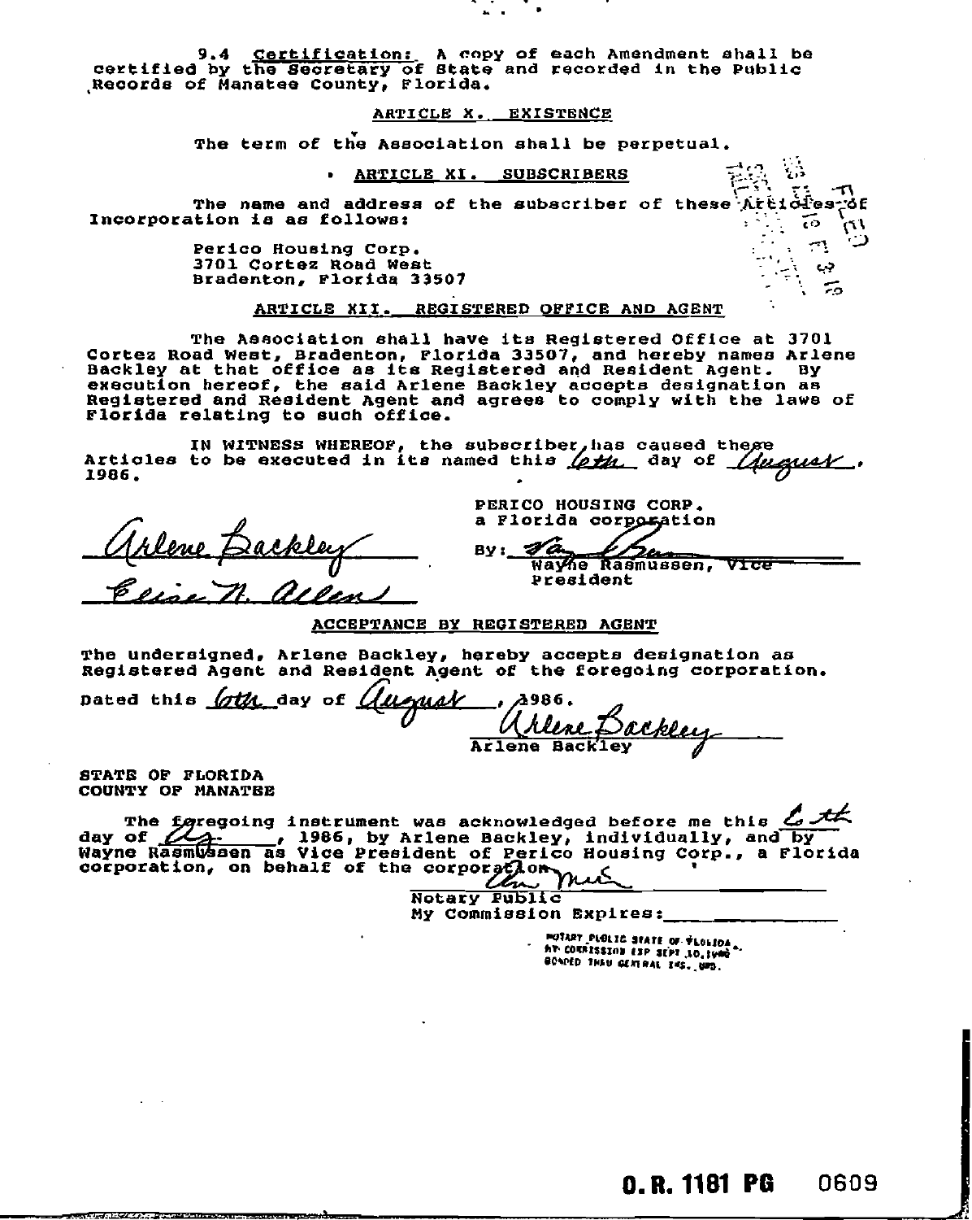9.4 Certification: A copy of each Amendment shall be certified by the Secretary of State and recorded in the Public Records of Manatee County, Florida.

ARTICLE X. EXISTENCE

The term of the Association shall be perpetual.

ARTICLE XI. SUBSCRIBERS

The name and address of the subscriber of these Articles of Incorporation is as follows:

Perico Housing Corp.
3701 Cortez Road West
Bradenton, Florida 33507

ARTICLE XII. REGISTERED OFFICE AND AGENT

The Association shall have its Registered Office at 3701 Cortez Road West, Bradenton, Florida 33507, and hereby names Arlene Backley at that office as its Registered and Resident Agent. By execution hereof, the said Arlene Backley accepts designation as Registered and Resident Agent and agrees to comply with the laws of Florida relating to such office.

IN WITNESS WHEREOF, the subscriber has caused these Articles to be executed in its named this 6th day of August, 1986.

Arlene Backley
Elise N. Allen

PERICO HOUSING CORP.
a Florida corporation

By: ______________________
Wayne Rasmussen, Vice President

ACCEPTANCE BY REGISTERED AGENT

The undersigned, Arlene Backley, hereby accepts designation as Registered Agent and Resident Agent of the foregoing corporation.

Dated this 6th day of August, 1986.

______________________
Arlene Backley

STATE OF FLORIDA
COUNTY OF MANATEE

The foregoing instrument was acknowledged before me this 6th day of Aug., 1986, by Arlene Backley, individually, and by Wayne Rasmussen as Vice President of Perico Housing Corp., a Florida corporation, on behalf of the corporation.

______________________
Notary Public
My Commission Expires: ______________

NOTARY PUBLIC STATE OF FLORIDA
MY COMMISSION EXP SEPT 10,1990
BONDED THRU GENERAL INS. UND.

O.R. 1181 PG 0609